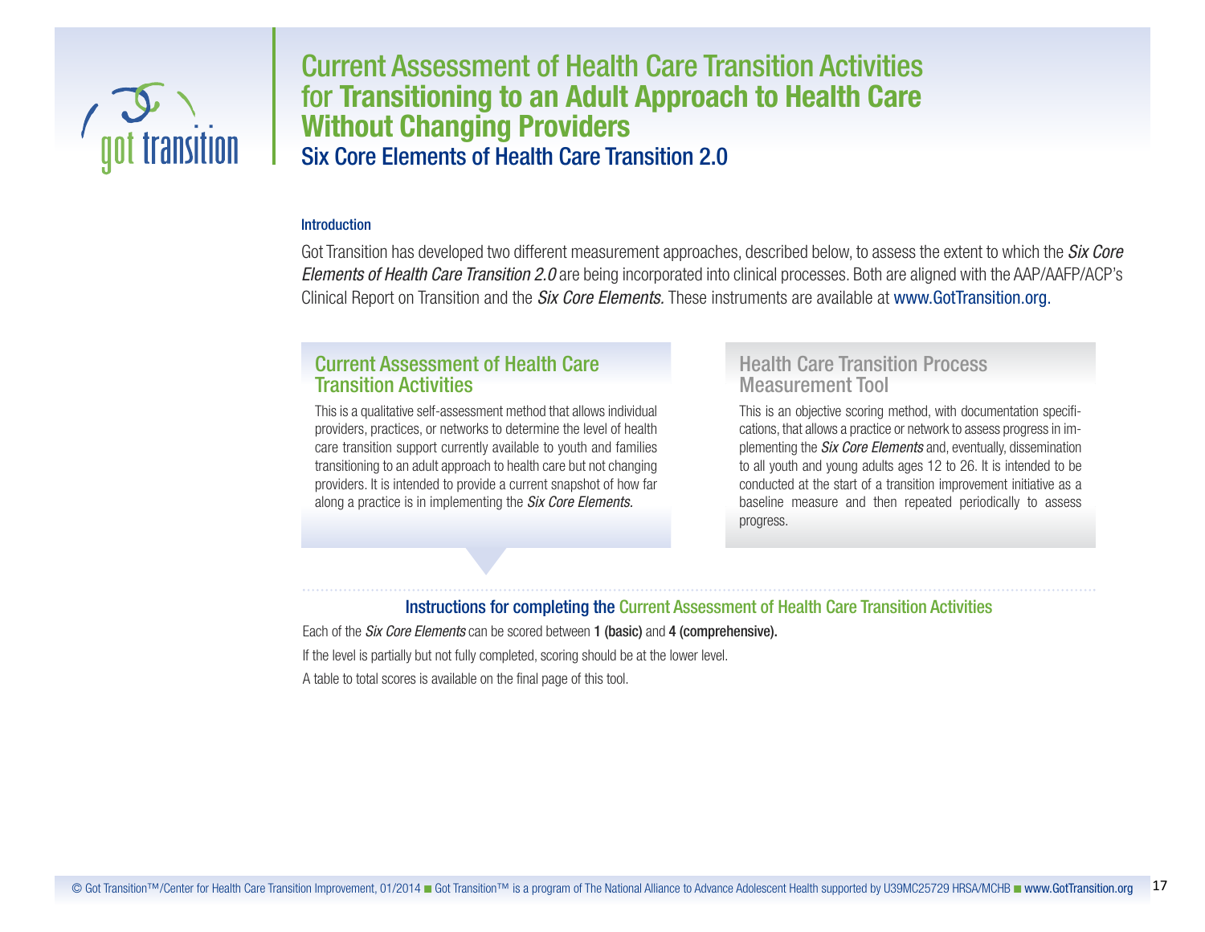# Current Assessment of Health Care Transition Activities for **Transitioning to an Adult Approach to Health Care Without Changing Providers**

## Six Core Elements of Health Care Transition 2.0

### Introduction

Got Transition has developed two different measurement approaches, described below, to assess the extent to which the *Six Core Elements of Health Care Transition 2.0* are being incorporated into clinical processes. Both are aligned with the AAP/AAFP/ACP's Clinical Report on Transition and the *Six Core Elements.* These instruments are available at www.GotTransition.org.

### Current Assessment of Health Care Transition Activities

This is a qualitative self-assessment method that allows individual providers, practices, or networks to determine the level of health care transition support currently available to youth and families transitioning to an adult approach to health care but not changing providers. It is intended to provide a current snapshot of how far along a practice is in implementing the *Six Core Elements.*

### Health Care Transition Process Measurement Tool

This is an objective scoring method, with documentation specifications, that allows a practice or network to assess progress in implementing the *Six Core Elements* and, eventually, dissemination to all youth and young adults ages 12 to 26. It is intended to be conducted at the start of a transition improvement initiative as a baseline measure and then repeated periodically to assess progress.

### Instructions for completing the Current Assessment of Health Care Transition Activities

Each of the *Six Core Elements* can be scored between **1 (basic)** and **4 (comprehensive).**

If the level is partially but not fully completed, scoring should be at the lower level.

A table to total scores is available on the final page of this tool.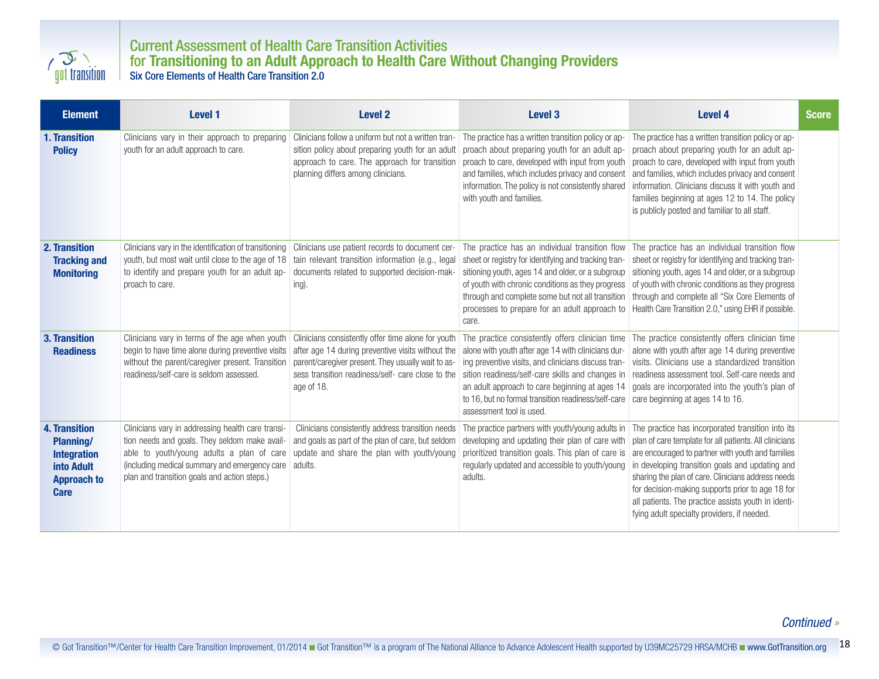# Current Assessment of Health Care Transition Activities
## for Transitioning to an Adult Approach to Health Care Without Changing Providers
### Six Core Elements of Health Care Transition 2.0

| Element | Level 1 | Level 2 | Level 3 | Level 4 | Score |
|---|---|---|---|---|---|
| **1. Transition Policy** | Clinicians vary in their approach to preparing youth for an adult approach to care. | Clinicians follow a uniform but not a written transition policy about preparing youth for an adult approach to care. The approach for transition planning differs among clinicians. | The practice has a written transition policy or approach about preparing youth for an adult approach to care, developed with input from youth and families, which includes privacy and consent information. The policy is not consistently shared with youth and families. | The practice has a written transition policy or approach about preparing youth for an adult approach to care, developed with input from youth and families, which includes privacy and consent information. Clinicians discuss it with youth and families beginning at ages 12 to 14. The policy is publicly posted and familiar to all staff. | |
| **2. Transition Tracking and Monitoring** | Clinicians vary in the identification of transitioning youth, but most wait until close to the age of 18 to identify and prepare youth for an adult approach to care. | Clinicians use patient records to document certain relevant transition information (e.g., legal documents related to supported decision-making). | The practice has an individual transition flow sheet or registry for identifying and tracking transitioning youth, ages 14 and older, or a subgroup of youth with chronic conditions as they progress through and complete some but not all transition processes to prepare for an adult approach to care. | The practice has an individual transition flow sheet or registry for identifying and tracking transitioning youth, ages 14 and older, or a subgroup of youth with chronic conditions as they progress through and complete all "Six Core Elements of Health Care Transition 2.0," using EHR if possible. | |
| **3. Transition Readiness** | Clinicians vary in terms of the age when youth begin to have time alone during preventive visits without the parent/caregiver present. Transition readiness/self-care is seldom assessed. | Clinicians consistently offer time alone for youth after age 14 during preventive visits without the parent/caregiver present. They usually wait to assess transition readiness/self- care close to the age of 18. | The practice consistently offers clinician time alone with youth after age 14 with clinicians during preventive visits, and clinicians discuss transition readiness/self-care skills and changes in an adult approach to care beginning at ages 14 to 16, but no formal transition readiness/self-care assessment tool is used. | The practice consistently offers clinician time alone with youth after age 14 during preventive visits. Clinicians use a standardized transition readiness assessment tool. Self-care needs and goals are incorporated into the youth's plan of care beginning at ages 14 to 16. | |
| **4. Transition Planning/ Integration into Adult Approach to Care** | Clinicians vary in addressing health care transition needs and goals. They seldom make available to youth/young adults a plan of care (including medical summary and emergency care plan and transition goals and action steps.) | Clinicians consistently address transition needs and goals as part of the plan of care, but seldom update and share the plan with youth/young adults. | The practice partners with youth/young adults in developing and updating their plan of care with prioritized transition goals. This plan of care is regularly updated and accessible to youth/young adults. | The practice has incorporated transition into its plan of care template for all patients. All clinicians are encouraged to partner with youth and families in developing transition goals and updating and sharing the plan of care. Clinicians address needs for decision-making supports prior to age 18 for all patients. The practice assists youth in identifying adult specialty providers, if needed. | |

*Continued »*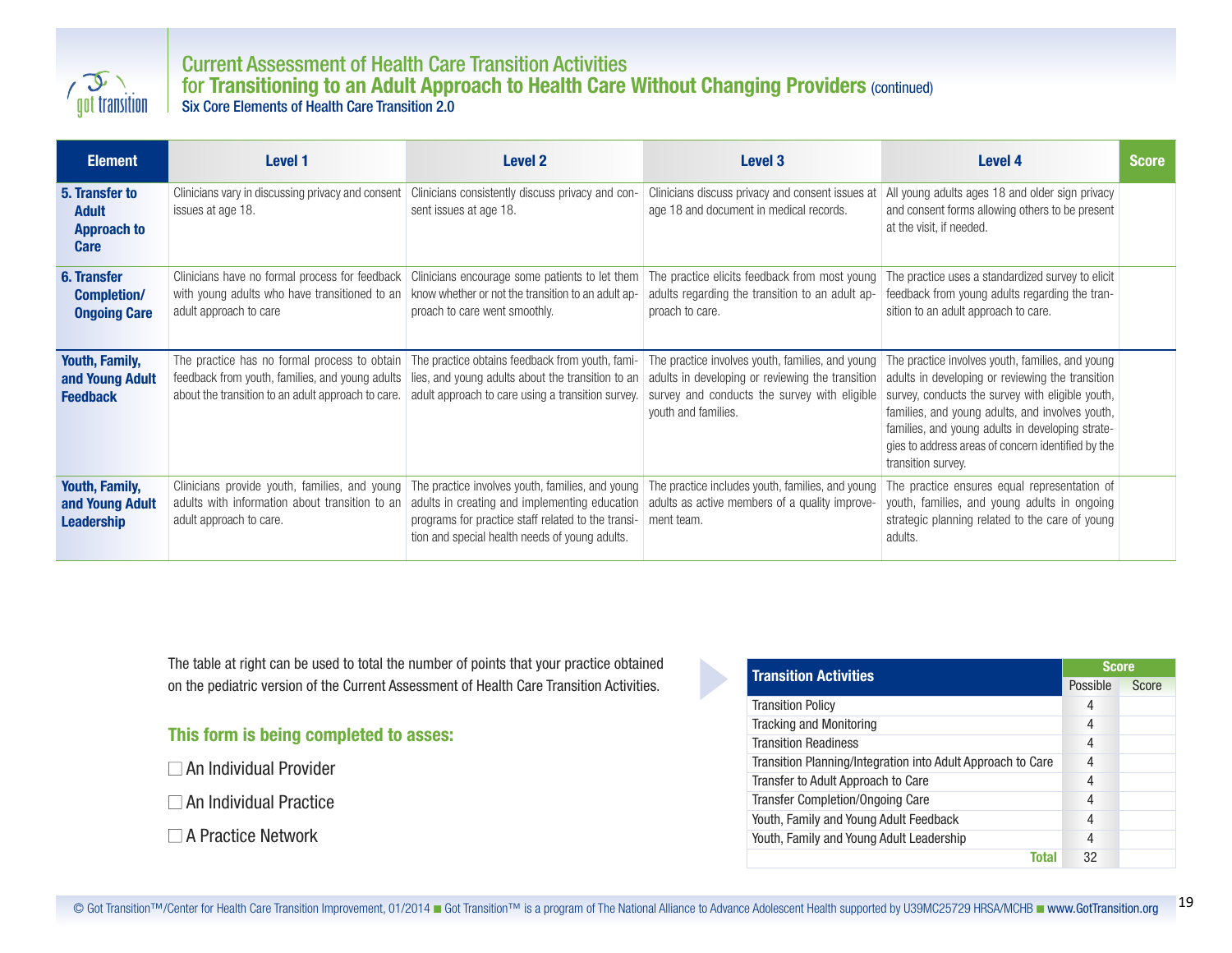# Current Assessment of Health Care Transition Activities for **Transitioning to an Adult Approach to Health Care Without Changing Providers** (continued)

Six Core Elements of Health Care Transition 2.0

| Element | Level 1 | Level 2 | Level 3 | Level 4 | Score |
|---|---|---|---|---|---|
| **5. Transfer to Adult Approach to Care** | Clinicians vary in discussing privacy and consent issues at age 18. | Clinicians consistently discuss privacy and consent issues at age 18. | Clinicians discuss privacy and consent issues at age 18 and document in medical records. | All young adults ages 18 and older sign privacy and consent forms allowing others to be present at the visit, if needed. | |
| **6. Transfer Completion/ Ongoing Care** | Clinicians have no formal process for feedback with young adults who have transitioned to an adult approach to care | Clinicians encourage some patients to let them know whether or not the transition to an adult approach to care went smoothly. | The practice elicits feedback from most young adults regarding the transition to an adult approach to care. | The practice uses a standardized survey to elicit feedback from young adults regarding the transition to an adult approach to care. | |
| **Youth, Family, and Young Adult Feedback** | The practice has no formal process to obtain feedback from youth, families, and young adults about the transition to an adult approach to care. | The practice obtains feedback from youth, families, and young adults about the transition to an adult approach to care using a transition survey. | The practice involves youth, families, and young adults in developing or reviewing the transition survey and conducts the survey with eligible youth and families. | The practice involves youth, families, and young adults in developing or reviewing the transition survey, conducts the survey with eligible youth, families, and young adults, and involves youth, families, and young adults in developing strategies to address areas of concern identified by the transition survey. | |
| **Youth, Family, and Young Adult Leadership** | Clinicians provide youth, families, and young adults with information about transition to an adult approach to care. | The practice involves youth, families, and young adults in creating and implementing education programs for practice staff related to the transition and special health needs of young adults. | The practice includes youth, families, and young adults as active members of a quality improvement team. | The practice ensures equal representation of youth, families, and young adults in ongoing strategic planning related to the care of young adults. | |

The table at right can be used to total the number of points that your practice obtained on the pediatric version of the Current Assessment of Health Care Transition Activities.

**This form is being completed to asses:**

☐ An Individual Provider

☐ An Individual Practice

☐ A Practice Network

| Transition Activities | Score | |
|---|---|---|
| | Possible | Score |
| Transition Policy | 4 | |
| Tracking and Monitoring | 4 | |
| Transition Readiness | 4 | |
| Transition Planning/Integration into Adult Approach to Care | 4 | |
| Transfer to Adult Approach to Care | 4 | |
| Transfer Completion/Ongoing Care | 4 | |
| Youth, Family and Young Adult Feedback | 4 | |
| Youth, Family and Young Adult Leadership | 4 | |
| **Total** | 32 | |

© Got Transition™/Center for Health Care Transition Improvement, 01/2014 ■ Got Transition™ is a program of The National Alliance to Advance Adolescent Health supported by U39MC25729 HRSA/MCHB ■ www.GotTransition.org